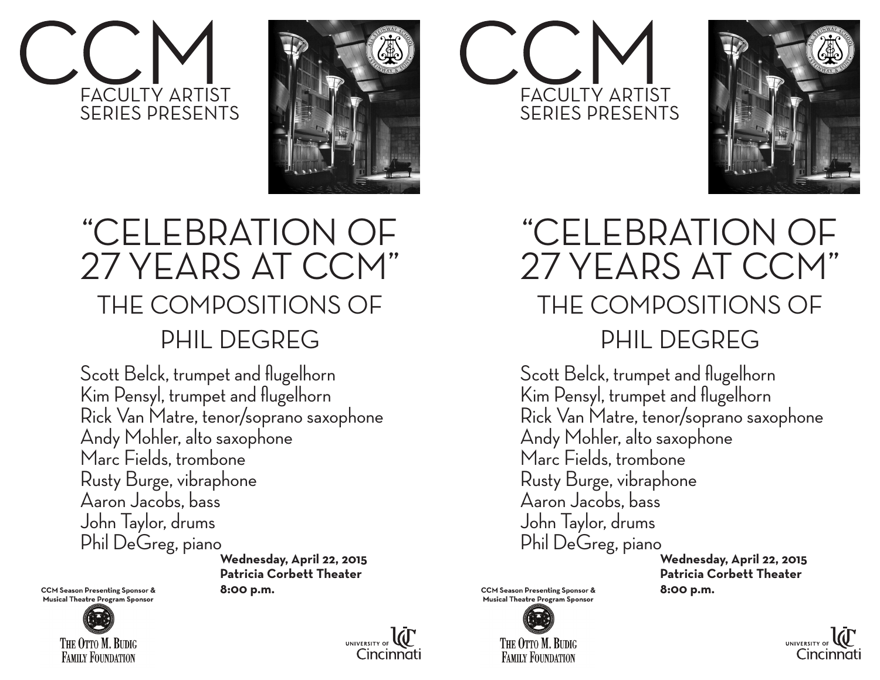# CCM

FACULTY ARTIST SERIES PRESENTS

# "CELEBRATION OF 27 YEARS AT CCM"

## THE COMPOSITIONS OF PHIL DEGREG

Scott Belck, trumpet and flugelhorn
Kim Pensyl, trumpet and flugelhorn
Rick Van Matre, tenor/soprano saxophone
Andy Mohler, alto saxophone
Marc Fields, trombone
Rusty Burge, vibraphone
Aaron Jacobs, bass
John Taylor, drums
Phil DeGreg, piano

**Wednesday, April 22, 2015**
**Patricia Corbett Theater**
**8:00 p.m.**

**CCM Season Presenting Sponsor & Musical Theatre Program Sponsor**

THE OTTO M. BUDIG FAMILY FOUNDATION

UNIVERSITY OF Cincinnati

# CCM

FACULTY ARTIST SERIES PRESENTS

# "CELEBRATION OF 27 YEARS AT CCM"

## THE COMPOSITIONS OF PHIL DEGREG

Scott Belck, trumpet and flugelhorn
Kim Pensyl, trumpet and flugelhorn
Rick Van Matre, tenor/soprano saxophone
Andy Mohler, alto saxophone
Marc Fields, trombone
Rusty Burge, vibraphone
Aaron Jacobs, bass
John Taylor, drums
Phil DeGreg, piano

**Wednesday, April 22, 2015**
**Patricia Corbett Theater**
**8:00 p.m.**

**CCM Season Presenting Sponsor & Musical Theatre Program Sponsor**

THE OTTO M. BUDIG FAMILY FOUNDATION

UNIVERSITY OF Cincinnati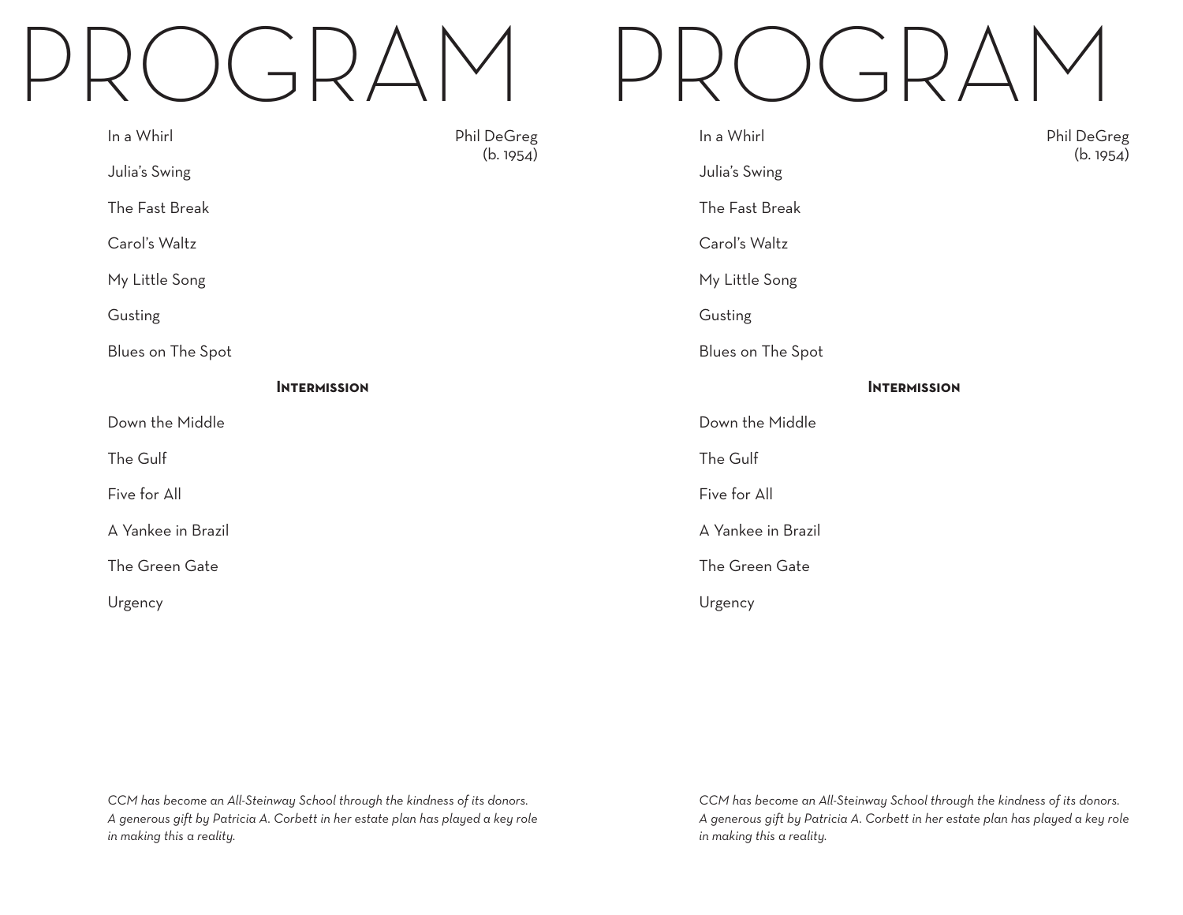# PROGRAM

In a Whirl — Phil DeGreg (b. 1954)

Julia's Swing

The Fast Break

Carol's Waltz

My Little Song

Gusting

Blues on The Spot

**Intermission**

Down the Middle

The Gulf

Five for All

A Yankee in Brazil

The Green Gate

Urgency

*CCM has become an All-Steinway School through the kindness of its donors. A generous gift by Patricia A. Corbett in her estate plan has played a key role in making this a reality.*

# PROGRAM

In a Whirl — Phil DeGreg (b. 1954)

Julia's Swing

The Fast Break

Carol's Waltz

My Little Song

Gusting

Blues on The Spot

**Intermission**

Down the Middle

The Gulf

Five for All

A Yankee in Brazil

The Green Gate

Urgency

*CCM has become an All-Steinway School through the kindness of its donors. A generous gift by Patricia A. Corbett in her estate plan has played a key role in making this a reality.*